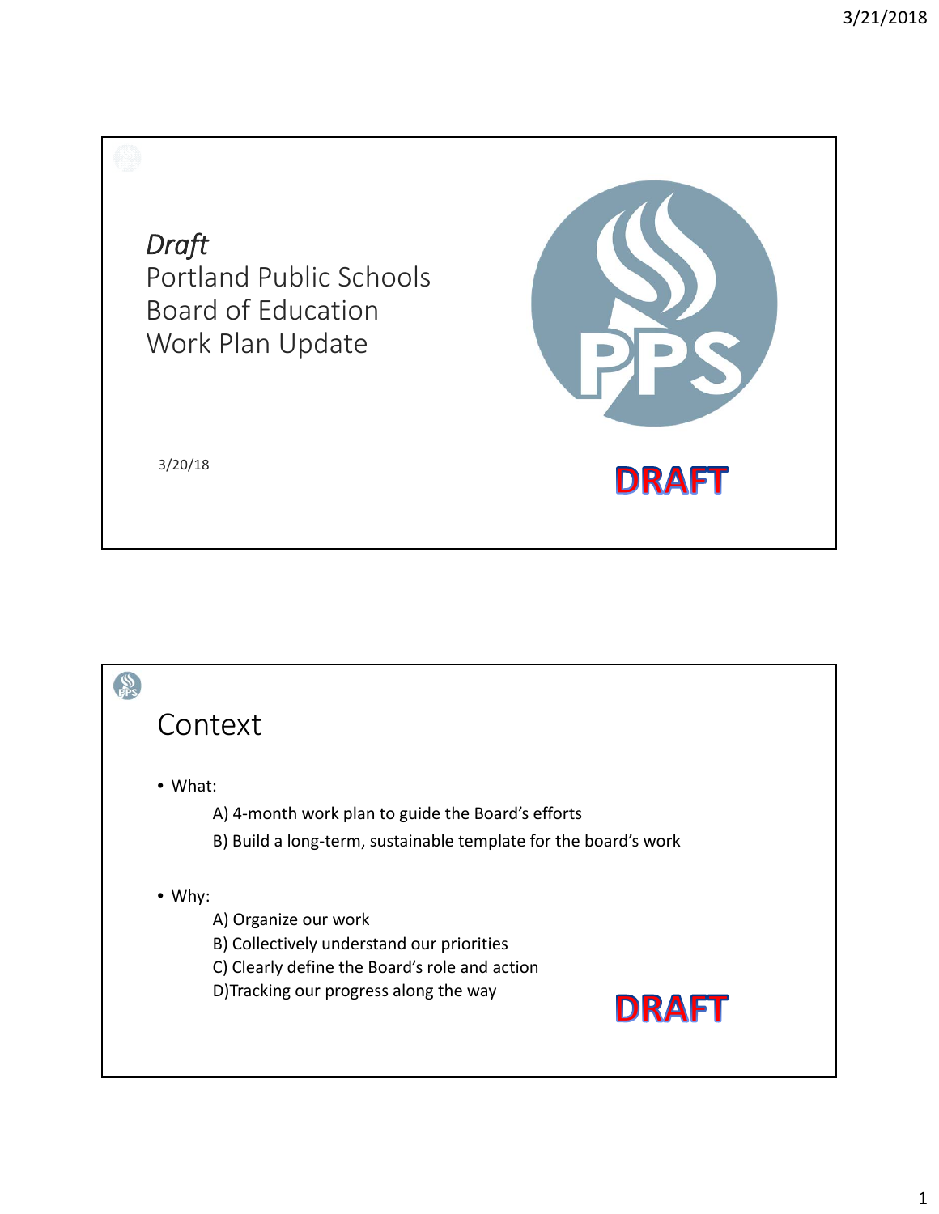*Draft*

# Portland Public Schools Board of Education Work Plan Update

3/20/18

DRAFT

## Context

- What:
  - A) 4-month work plan to guide the Board's efforts
  - B) Build a long-term, sustainable template for the board's work
- Why:
  - A) Organize our work
  - B) Collectively understand our priorities
  - C) Clearly define the Board's role and action
  - D)Tracking our progress along the way

DRAFT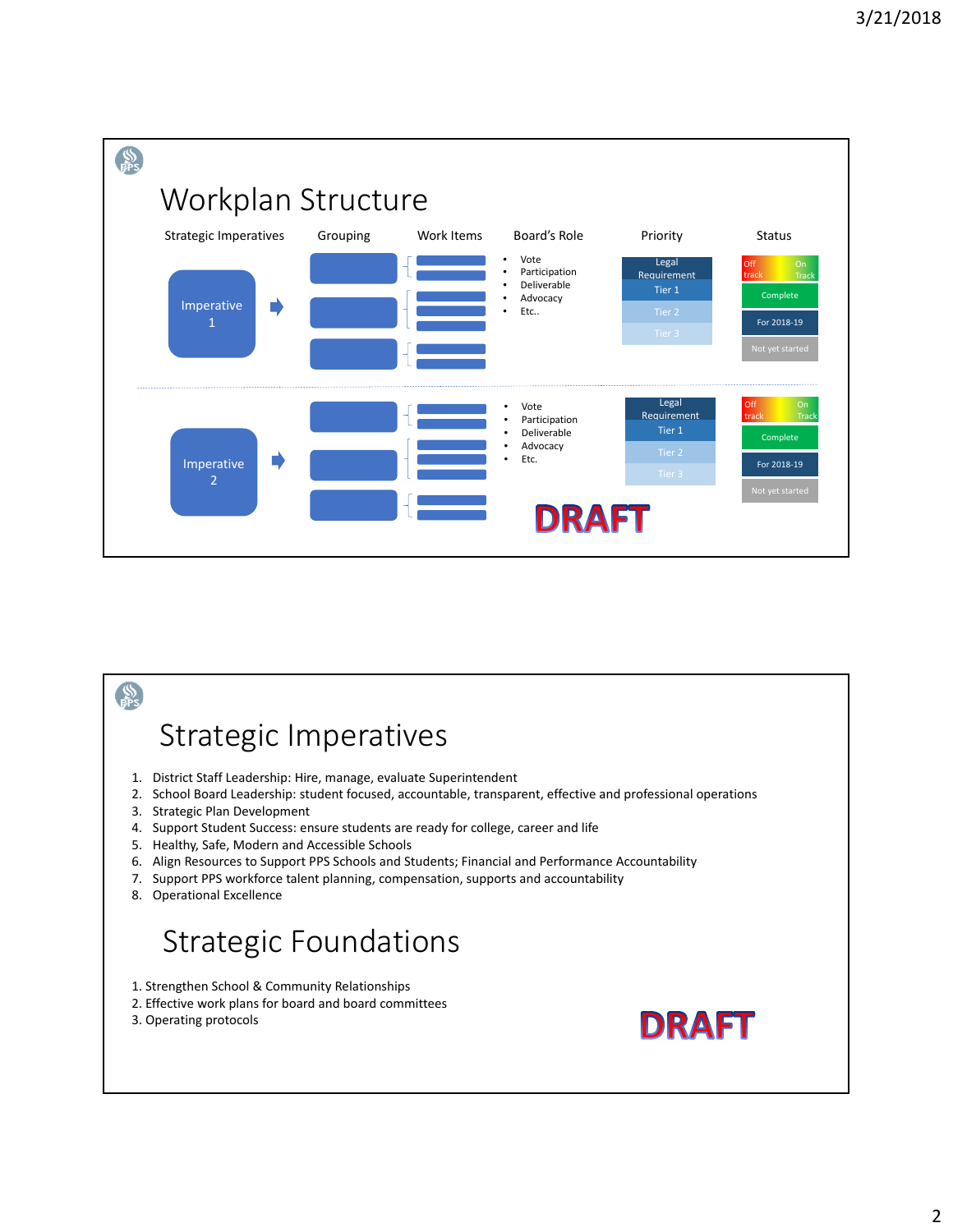## Workplan Structure

| Strategic Imperatives | Grouping | Work Items | Board's Role | Priority | Status |
|---|---|---|---|---|---|
| Imperative 1 | | | • Vote<br>• Participation<br>• Deliverable<br>• Advocacy<br>• Etc.. | Legal Requirement<br>Tier 1<br>Tier 2<br>Tier 3 | Off track / On Track<br>Complete<br>For 2018-19<br>Not yet started |
| Imperative 2 | | | • Vote<br>• Participation<br>• Deliverable<br>• Advocacy<br>• Etc. | Legal Requirement<br>Tier 1<br>Tier 2<br>Tier 3 | Off track / On Track<br>Complete<br>For 2018-19<br>Not yet started |

DRAFT

## Strategic Imperatives

1. District Staff Leadership: Hire, manage, evaluate Superintendent
2. School Board Leadership: student focused, accountable, transparent, effective and professional operations
3. Strategic Plan Development
4. Support Student Success: ensure students are ready for college, career and life
5. Healthy, Safe, Modern and Accessible Schools
6. Align Resources to Support PPS Schools and Students; Financial and Performance Accountability
7. Support PPS workforce talent planning, compensation, supports and accountability
8. Operational Excellence

## Strategic Foundations

1. Strengthen School & Community Relationships
2. Effective work plans for board and board committees
3. Operating protocols

DRAFT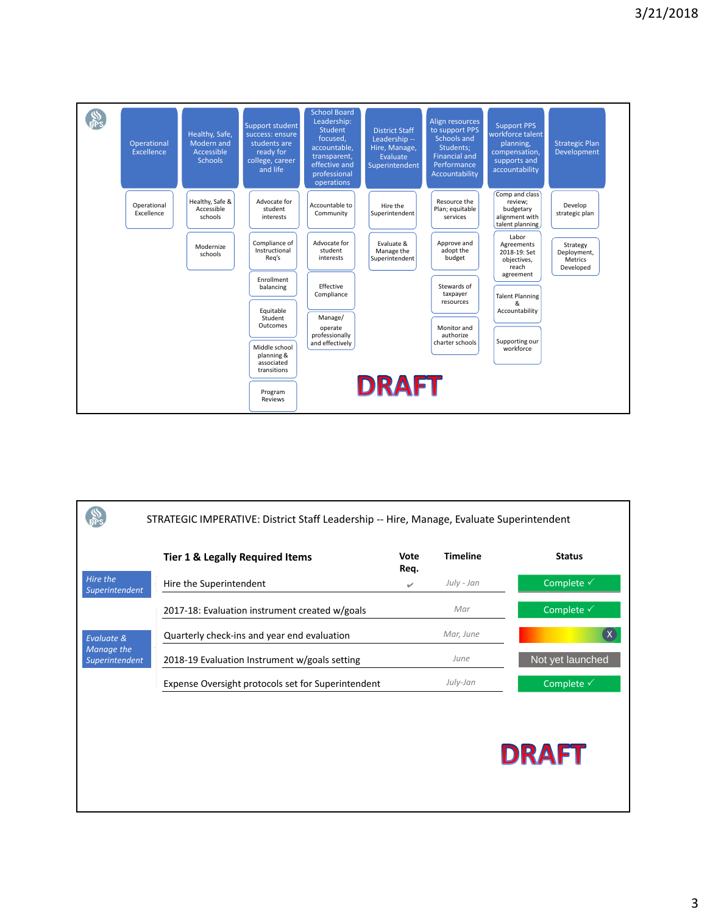**Slide 1**

| Operational Excellence | Healthy, Safe, Modern and Accessible Schools | Support student success: ensure students are ready for college, career and life | School Board Leadership: Student focused, accountable, transparent, effective and professional operations | District Staff Leadership -- Hire, Manage, Evaluate Superintendent | Align resources to support PPS Schools and Students; Financial and Performance Accountability | Support PPS workforce talent planning, compensation, supports and accountability | Strategic Plan Development |
|---|---|---|---|---|---|---|---|
| Operational Excellence | Healthy, Safe & Accessible schools | Advocate for student interests | Accountable to Community | Hire the Superintendent | Resource the Plan; equitable services | Comp and class review; budgetary alignment with talent planning | Develop strategic plan |
| | Modernize schools | Compliance of Instructional Req's | Advocate for student interests | Evaluate & Manage the Superintendent | Approve and adopt the budget | Labor Agreements 2018-19: Set objectives, reach agreement | Strategy Deployment, Metrics Developed |
| | | Enrollment balancing | Effective Compliance | | Stewards of taxpayer resources | Talent Planning & Accountability | |
| | | Equitable Student Outcomes | Manage/ operate professionally and effectively | | Monitor and authorize charter schools | Supporting our workforce | |
| | | Middle school planning & associated transitions | | | | | |
| | | Program Reviews | | | | | |

DRAFT

**Slide 2**

STRATEGIC IMPERATIVE: District Staff Leadership -- Hire, Manage, Evaluate Superintendent

| | Tier 1 & Legally Required Items | Vote Req. | Timeline | Status |
|---|---|---|---|---|
| *Hire the Superintendent* | Hire the Superintendent | ✔ | *July - Jan* | Complete ✓ |
| *Evaluate & Manage the Superintendent* | 2017-18: Evaluation instrument created w/goals | | *Mar* | Complete ✓ |
| | Quarterly check-ins and year end evaluation | | *Mar, June* | X |
| | 2018-19 Evaluation Instrument w/goals setting | | *June* | Not yet launched |
| | Expense Oversight protocols set for Superintendent | | *July-Jan* | Complete ✓ |

DRAFT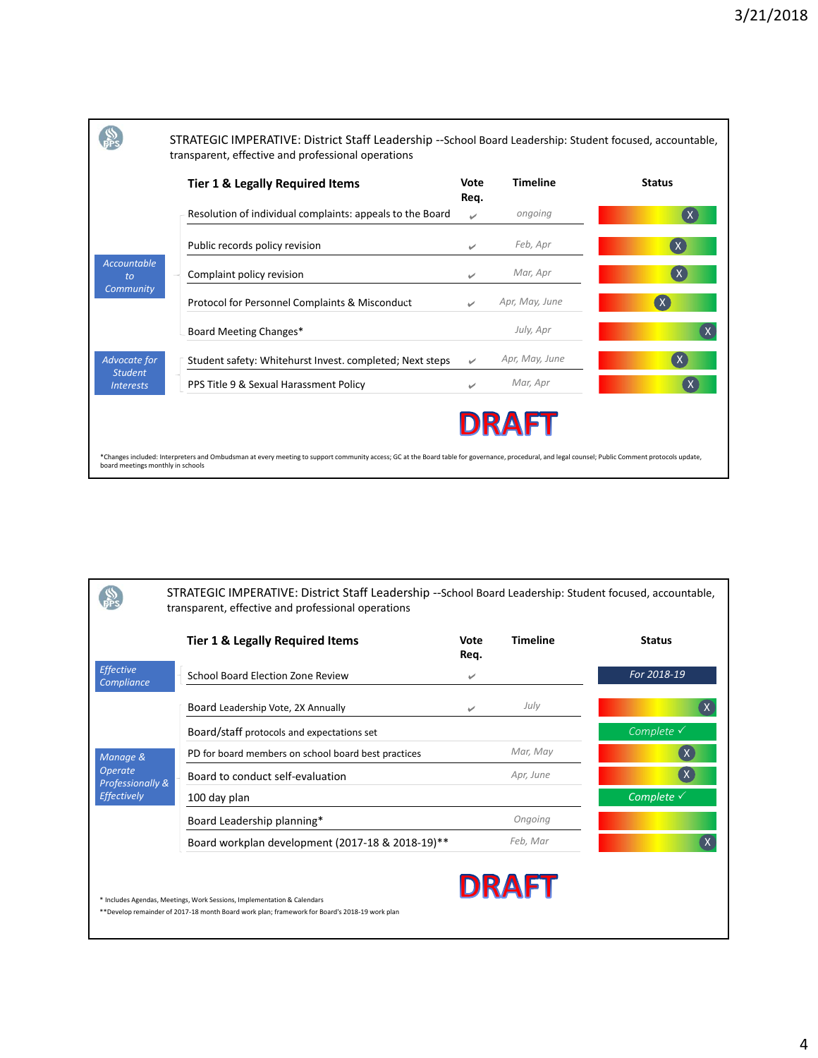STRATEGIC IMPERATIVE: District Staff Leadership --School Board Leadership: Student focused, accountable, transparent, effective and professional operations

| | Tier 1 & Legally Required Items | Vote Req. | Timeline | Status |
|---|---|---|---|---|
| Accountable to Community | Resolution of individual complaints: appeals to the Board | ✔ | ongoing | X |
| | Public records policy revision | ✔ | Feb, Apr | X |
| | Complaint policy revision | ✔ | Mar, Apr | X |
| | Protocol for Personnel Complaints & Misconduct | ✔ | Apr, May, June | X |
| | Board Meeting Changes* | | July, Apr | X |
| Advocate for Student Interests | Student safety: Whitehurst Invest. completed; Next steps | ✔ | Apr, May, June | X |
| | PPS Title 9 & Sexual Harassment Policy | ✔ | Mar, Apr | X |

DRAFT

*Changes included: Interpreters and Ombudsman at every meeting to support community access; GC at the Board table for governance, procedural, and legal counsel; Public Comment protocols update, board meetings monthly in schools

STRATEGIC IMPERATIVE: District Staff Leadership --School Board Leadership: Student focused, accountable, transparent, effective and professional operations

| | Tier 1 & Legally Required Items | Vote Req. | Timeline | Status |
|---|---|---|---|---|
| Effective Compliance | School Board Election Zone Review | ✔ | | For 2018-19 |
| Manage & Operate Professionally & Effectively | Board Leadership Vote, 2X Annually | ✔ | July | X |
| | Board/staff protocols and expectations set | | | Complete ✓ |
| | PD for board members on school board best practices | | Mar, May | X |
| | Board to conduct self-evaluation | | Apr, June | X |
| | 100 day plan | | | Complete ✓ |
| | Board Leadership planning* | | Ongoing | |
| | Board workplan development (2017-18 & 2018-19)** | | Feb, Mar | X |

DRAFT

\* Includes Agendas, Meetings, Work Sessions, Implementation & Calendars

**Develop remainder of 2017-18 month Board work plan; framework for Board's 2018-19 work plan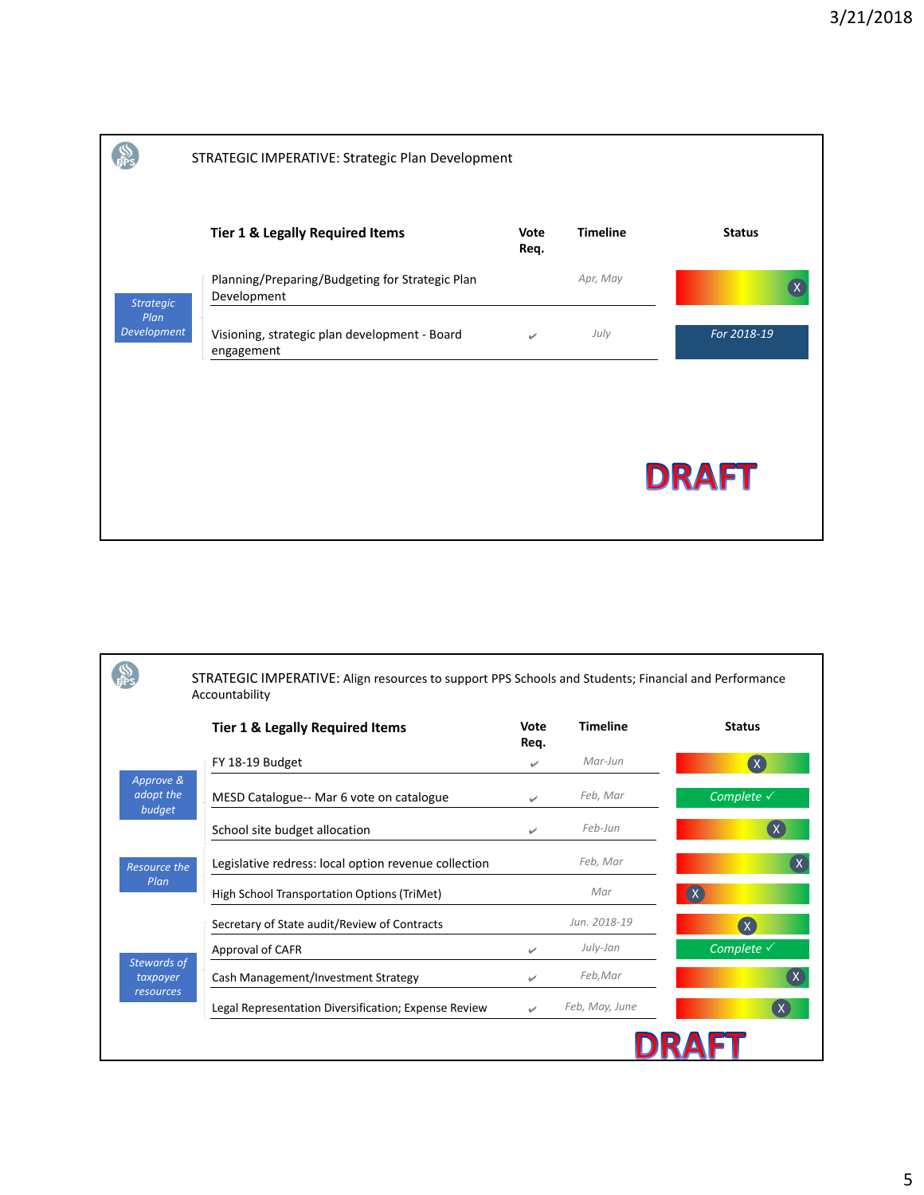## STRATEGIC IMPERATIVE: Strategic Plan Development

| | Tier 1 & Legally Required Items | Vote Req. | Timeline | Status |
|---|---|---|---|---|
| Strategic Plan Development | Planning/Preparing/Budgeting for Strategic Plan Development | | Apr, May | X |
| | Visioning, strategic plan development - Board engagement | ✔ | July | For 2018-19 |

**DRAFT**

## STRATEGIC IMPERATIVE: Align resources to support PPS Schools and Students; Financial and Performance Accountability

| | Tier 1 & Legally Required Items | Vote Req. | Timeline | Status |
|---|---|---|---|---|
| Approve & adopt the budget | FY 18-19 Budget | ✔ | Mar-Jun | X |
| | MESD Catalogue-- Mar 6 vote on catalogue | ✔ | Feb, Mar | Complete ✓ |
| | School site budget allocation | ✔ | Feb-Jun | X |
| Resource the Plan | Legislative redress: local option revenue collection | | Feb, Mar | X |
| | High School Transportation Options (TriMet) | | Mar | X |
| Stewards of taxpayer resources | Secretary of State audit/Review of Contracts | | Jun. 2018-19 | X |
| | Approval of CAFR | ✔ | July-Jan | Complete ✓ |
| | Cash Management/Investment Strategy | ✔ | Feb,Mar | X |
| | Legal Representation Diversification; Expense Review | ✔ | Feb, May, June | X |

**DRAFT**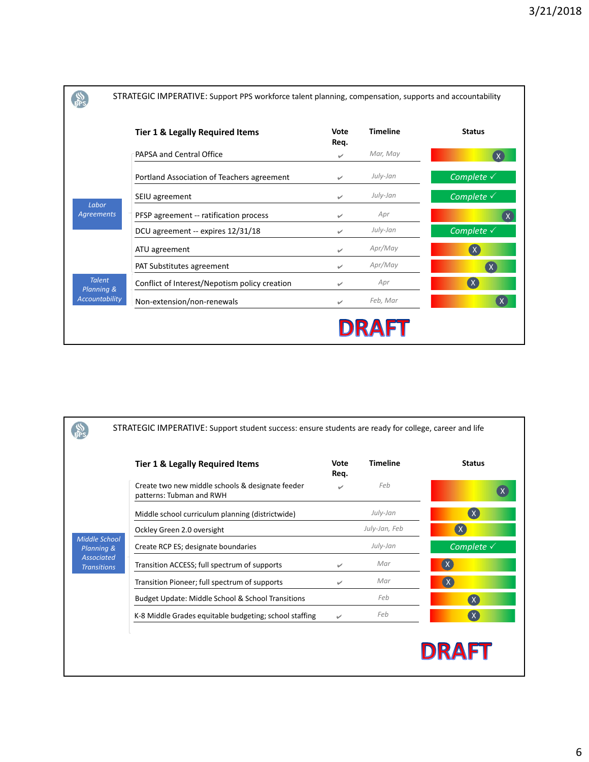STRATEGIC IMPERATIVE: Support PPS workforce talent planning, compensation, supports and accountability

| | Tier 1 & Legally Required Items | Vote Req. | Timeline | Status |
|---|---|---|---|---|
| Labor Agreements | PAPSA and Central Office | ✔ | Mar, May | X |
| | Portland Association of Teachers agreement | ✔ | July-Jan | Complete ✓ |
| | SEIU agreement | ✔ | July-Jan | Complete ✓ |
| | PFSP agreement -- ratification process | ✔ | Apr | X |
| | DCU agreement -- expires 12/31/18 | ✔ | July-Jan | Complete ✓ |
| | ATU agreement | ✔ | Apr/May | X |
| | PAT Substitutes agreement | ✔ | Apr/May | X |
| Talent Planning & Accountability | Conflict of Interest/Nepotism policy creation | ✔ | Apr | X |
| | Non-extension/non-renewals | ✔ | Feb, Mar | X |

DRAFT

STRATEGIC IMPERATIVE: Support student success: ensure students are ready for college, career and life

| | Tier 1 & Legally Required Items | Vote Req. | Timeline | Status |
|---|---|---|---|---|
| Middle School Planning & Associated Transitions | Create two new middle schools & designate feeder patterns: Tubman and RWH | ✔ | Feb | X |
| | Middle school curriculum planning (districtwide) | | July-Jan | X |
| | Ockley Green 2.0 oversight | | July-Jan, Feb | X |
| | Create RCP ES; designate boundaries | | July-Jan | Complete ✓ |
| | Transition ACCESS; full spectrum of supports | ✔ | Mar | X |
| | Transition Pioneer; full spectrum of supports | ✔ | Mar | X |
| | Budget Update: Middle School & School Transitions | | Feb | X |
| | K-8 Middle Grades equitable budgeting; school staffing | ✔ | Feb | X |

DRAFT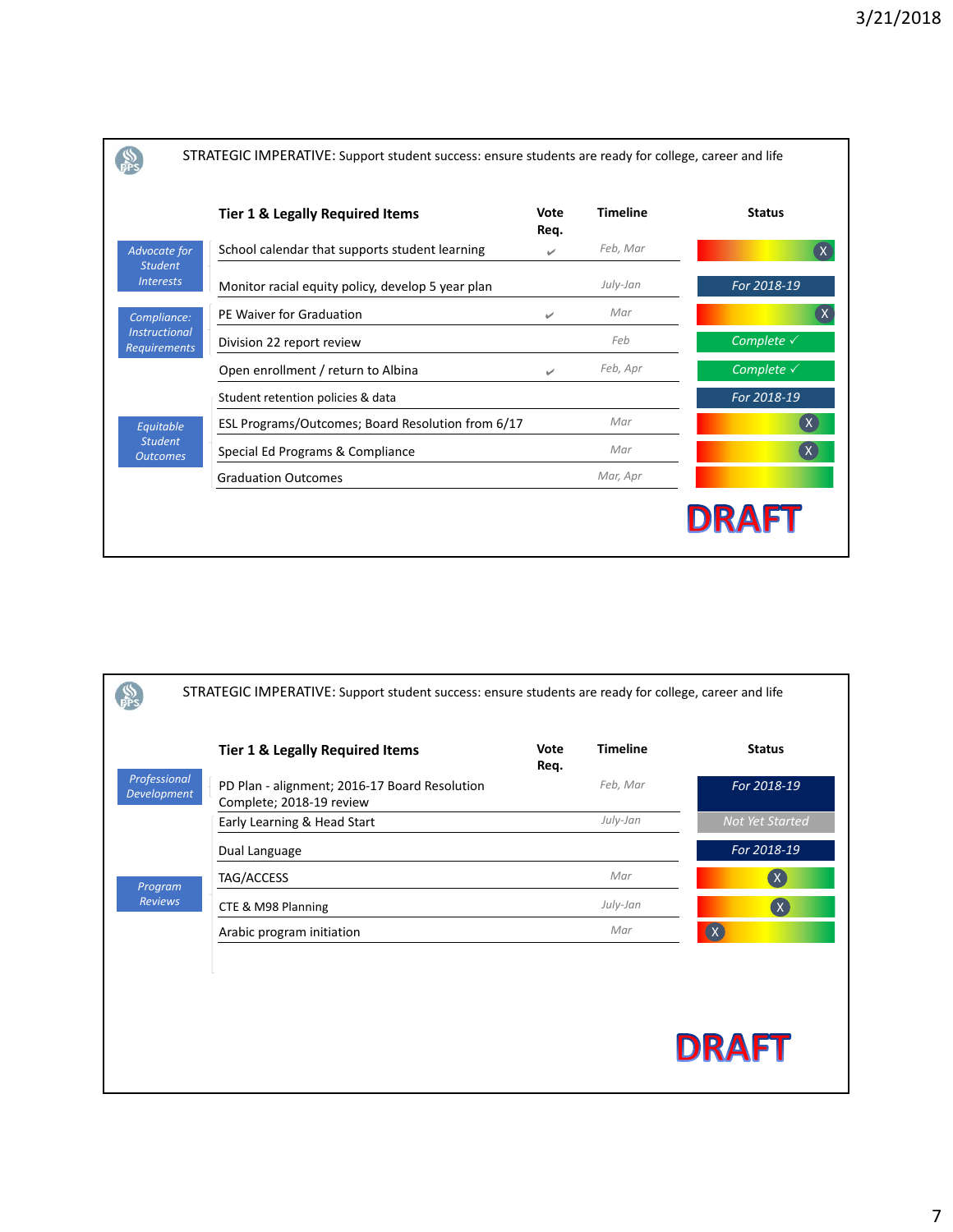## STRATEGIC IMPERATIVE: Support student success: ensure students are ready for college, career and life

| Category | Tier 1 & Legally Required Items | Vote Req. | Timeline | Status |
|---|---|---|---|---|
| Advocate for Student Interests | School calendar that supports student learning | ✔ | Feb, Mar | X |
| | Monitor racial equity policy, develop 5 year plan | | July-Jan | For 2018-19 |
| Compliance: Instructional Requirements | PE Waiver for Graduation | ✔ | Mar | X |
| | Division 22 report review | | Feb | Complete ✓ |
| | Open enrollment / return to Albina | ✔ | Feb, Apr | Complete ✓ |
| Equitable Student Outcomes | Student retention policies & data | | | For 2018-19 |
| | ESL Programs/Outcomes; Board Resolution from 6/17 | | Mar | X |
| | Special Ed Programs & Compliance | | Mar | X |
| | Graduation Outcomes | | Mar, Apr | |

**DRAFT**

## STRATEGIC IMPERATIVE: Support student success: ensure students are ready for college, career and life

| Category | Tier 1 & Legally Required Items | Vote Req. | Timeline | Status |
|---|---|---|---|---|
| Professional Development | PD Plan - alignment; 2016-17 Board Resolution Complete; 2018-19 review | | Feb, Mar | For 2018-19 |
| Program Reviews | Early Learning & Head Start | | July-Jan | Not Yet Started |
| | Dual Language | | | For 2018-19 |
| | TAG/ACCESS | | Mar | X |
| | CTE & M98 Planning | | July-Jan | X |
| | Arabic program initiation | | Mar | X |

**DRAFT**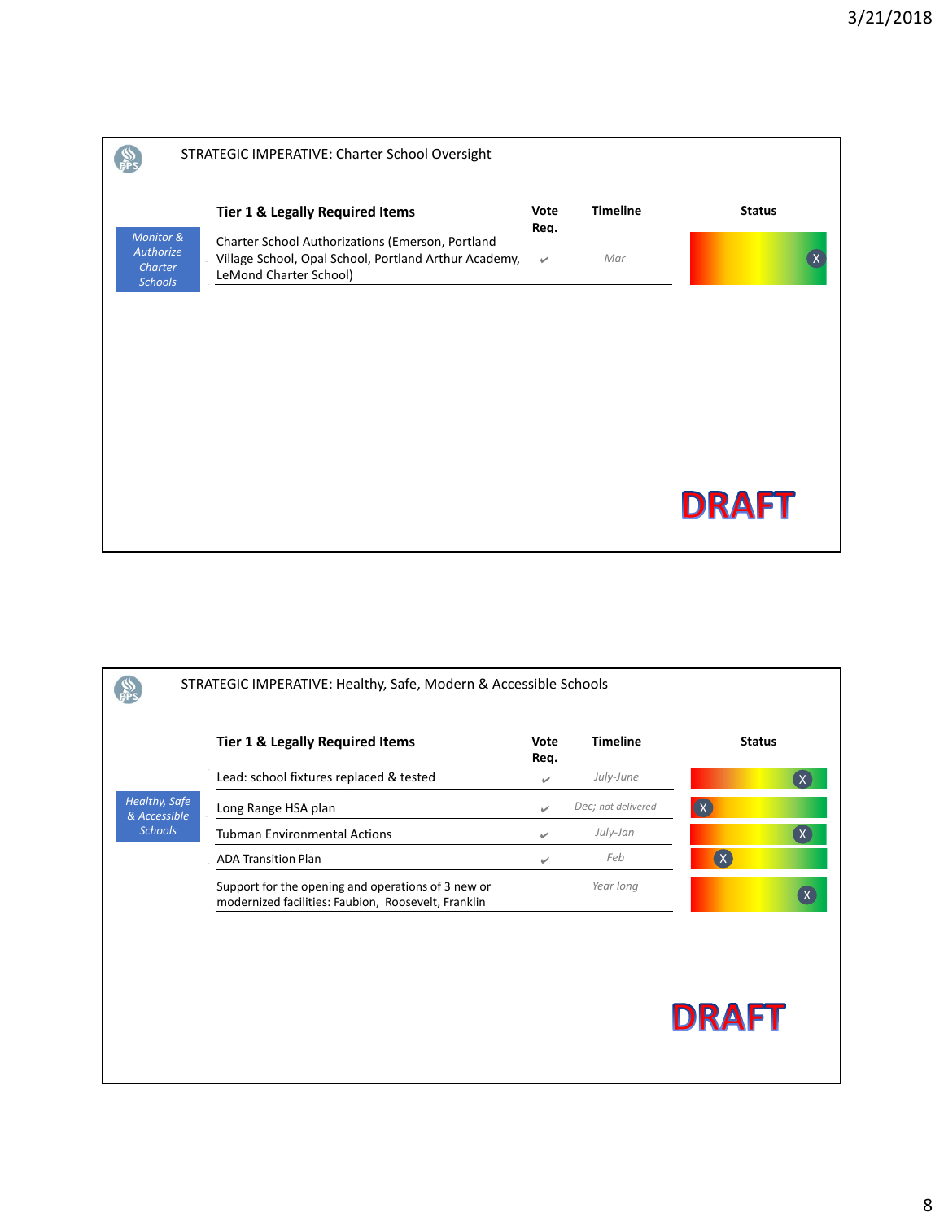## STRATEGIC IMPERATIVE: Charter School Oversight

*Monitor & Authorize Charter Schools*

| Tier 1 & Legally Required Items | Vote Req. | Timeline | Status |
| --- | --- | --- | --- |
| Charter School Authorizations (Emerson, Portland Village School, Opal School, Portland Arthur Academy, LeMond Charter School) | ✔ | *Mar* | X (green) |

**DRAFT**

## STRATEGIC IMPERATIVE: Healthy, Safe, Modern & Accessible Schools

*Healthy, Safe & Accessible Schools*

| Tier 1 & Legally Required Items | Vote Req. | Timeline | Status |
| --- | --- | --- | --- |
| Lead: school fixtures replaced & tested | ✔ | *July-June* | X (green) |
| Long Range HSA plan | ✔ | *Dec; not delivered* | X (red) |
| Tubman Environmental Actions | ✔ | *July-Jan* | X (green) |
| ADA Transition Plan | ✔ | *Feb* | X (orange) |
| Support for the opening and operations of 3 new or modernized facilities: Faubion, Roosevelt, Franklin | | *Year long* | X (green) |

**DRAFT**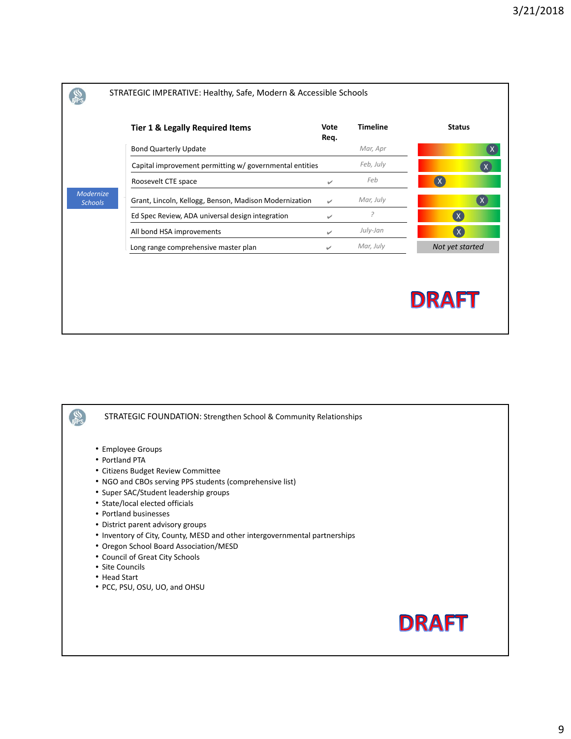## STRATEGIC IMPERATIVE: Healthy, Safe, Modern & Accessible Schools

*Modernize Schools*

| Tier 1 & Legally Required Items | Vote Req. | Timeline | Status |
|---|---|---|---|
| Bond Quarterly Update | | *Mar, Apr* | |
| Capital improvement permitting w/ governmental entities | | *Feb, July* | |
| Roosevelt CTE space | ✔ | *Feb* | |
| Grant, Lincoln, Kellogg, Benson, Madison Modernization | ✔ | *Mar, July* | |
| Ed Spec Review, ADA universal design integration | ✔ | *?* | |
| All bond HSA improvements | ✔ | *July-Jan* | |
| Long range comprehensive master plan | ✔ | *Mar, July* | *Not yet started* |

**DRAFT**

## STRATEGIC FOUNDATION: Strengthen School & Community Relationships

- Employee Groups
- Portland PTA
- Citizens Budget Review Committee
- NGO and CBOs serving PPS students (comprehensive list)
- Super SAC/Student leadership groups
- State/local elected officials
- Portland businesses
- District parent advisory groups
- Inventory of City, County, MESD and other intergovernmental partnerships
- Oregon School Board Association/MESD
- Council of Great City Schools
- Site Councils
- Head Start
- PCC, PSU, OSU, UO, and OHSU

**DRAFT**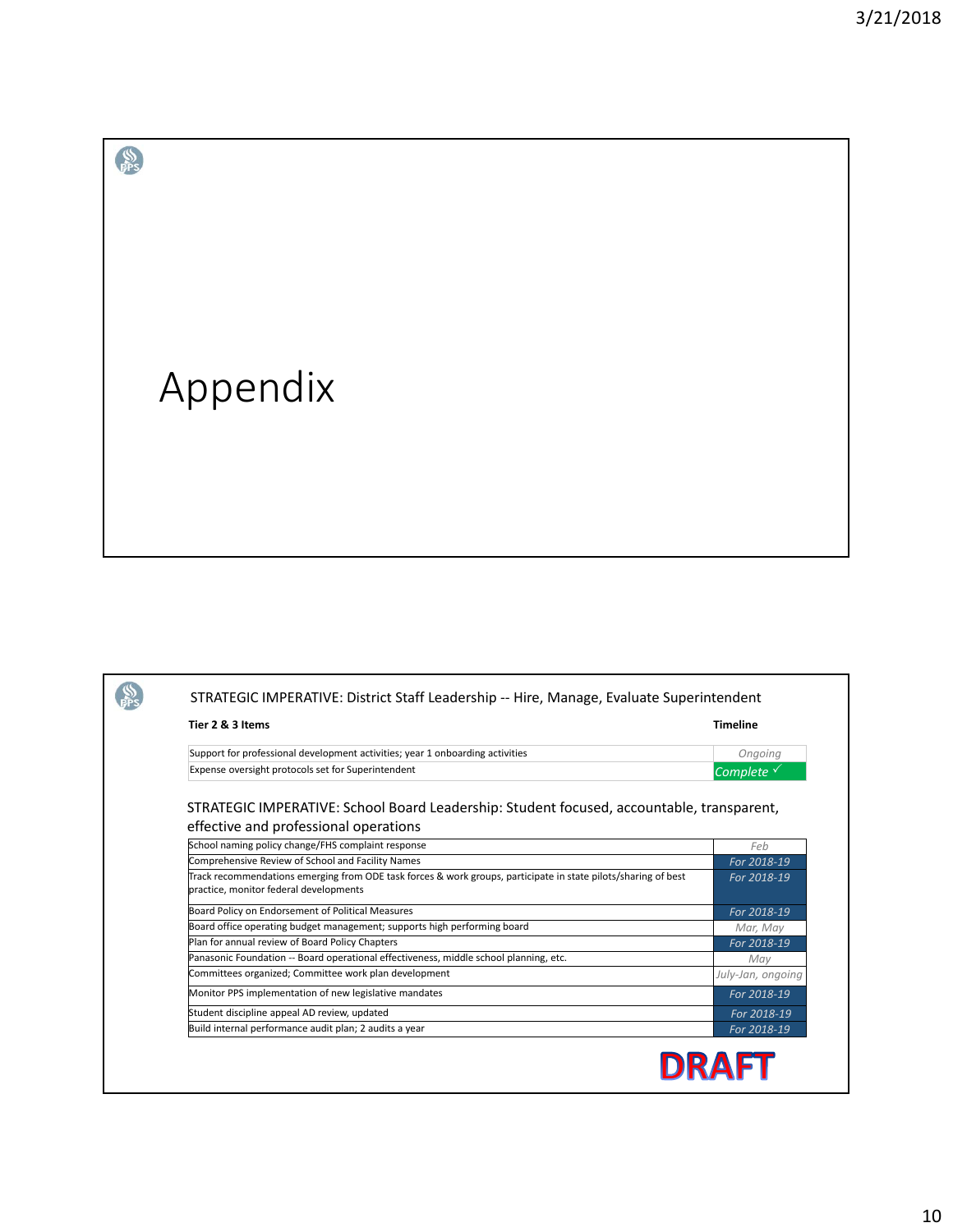# Appendix

## STRATEGIC IMPERATIVE: District Staff Leadership -- Hire, Manage, Evaluate Superintendent

| Tier 2 & 3 Items | Timeline |
|---|---|
| Support for professional development activities; year 1 onboarding activities | Ongoing |
| Expense oversight protocols set for Superintendent | Complete ✓ |

## STRATEGIC IMPERATIVE: School Board Leadership: Student focused, accountable, transparent, effective and professional operations

| Item | Timeline |
|---|---|
| School naming policy change/FHS complaint response | Feb |
| Comprehensive Review of School and Facility Names | For 2018-19 |
| Track recommendations emerging from ODE task forces & work groups, participate in state pilots/sharing of best practice, monitor federal developments | For 2018-19 |
| Board Policy on Endorsement of Political Measures | For 2018-19 |
| Board office operating budget management; supports high performing board | Mar, May |
| Plan for annual review of Board Policy Chapters | For 2018-19 |
| Panasonic Foundation -- Board operational effectiveness, middle school planning, etc. | May |
| Committees organized; Committee work plan development | July-Jan, ongoing |
| Monitor PPS implementation of new legislative mandates | For 2018-19 |
| Student discipline appeal AD review, updated | For 2018-19 |
| Build internal performance audit plan; 2 audits a year | For 2018-19 |

DRAFT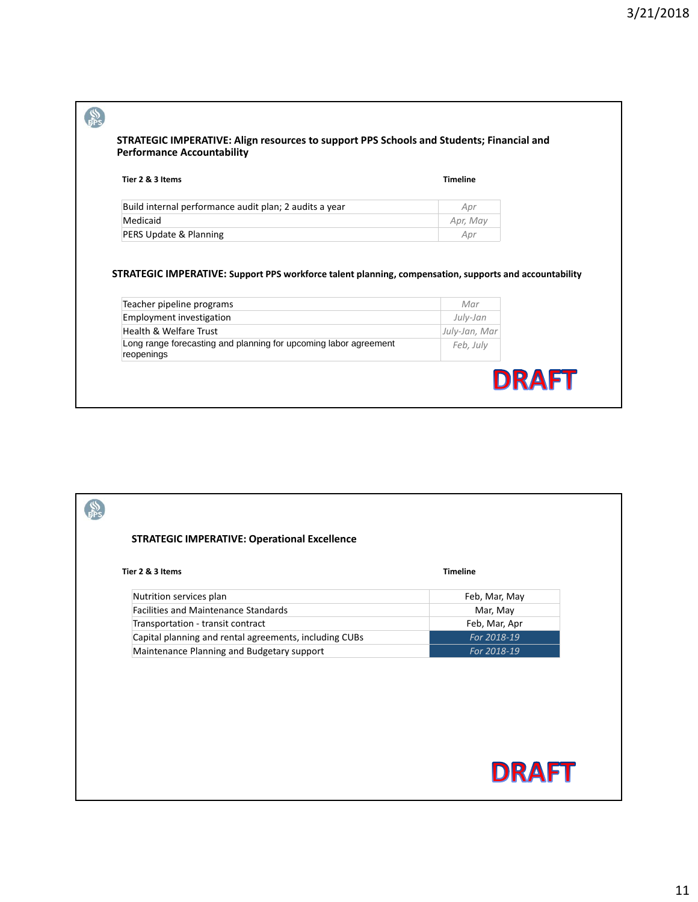## STRATEGIC IMPERATIVE: Align resources to support PPS Schools and Students; Financial and Performance Accountability

| Tier 2 & 3 Items | Timeline |
| --- | --- |
| Build internal performance audit plan; 2 audits a year | *Apr* |
| Medicaid | *Apr, May* |
| PERS Update & Planning | *Apr* |

## STRATEGIC IMPERATIVE: Support PPS workforce talent planning, compensation, supports and accountability

| Tier 2 & 3 Items | Timeline |
| --- | --- |
| Teacher pipeline programs | *Mar* |
| Employment investigation | *July-Jan* |
| Health & Welfare Trust | *July-Jan, Mar* |
| Long range forecasting and planning for upcoming labor agreement reopenings | *Feb, July* |

**DRAFT**

## STRATEGIC IMPERATIVE: Operational Excellence

| Tier 2 & 3 Items | Timeline |
| --- | --- |
| Nutrition services plan | Feb, Mar, May |
| Facilities and Maintenance Standards | Mar, May |
| Transportation - transit contract | Feb, Mar, Apr |
| Capital planning and rental agreements, including CUBs | *For 2018-19* |
| Maintenance Planning and Budgetary support | *For 2018-19* |

**DRAFT**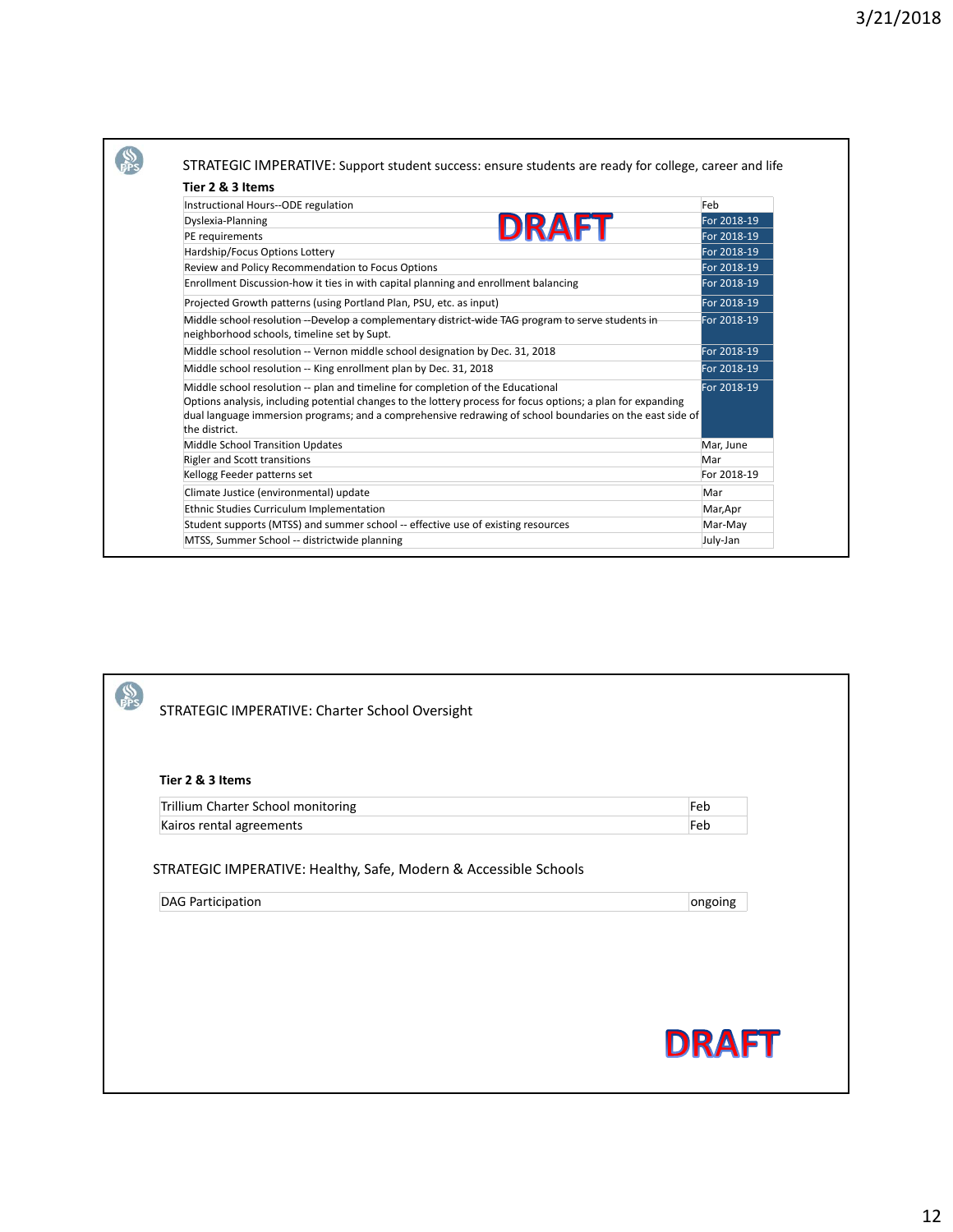## STRATEGIC IMPERATIVE: Support student success: ensure students are ready for college, career and life

**Tier 2 & 3 Items**

DRAFT

| | |
|---|---|
| Instructional Hours--ODE regulation | Feb |
| Dyslexia-Planning | For 2018-19 |
| PE requirements | For 2018-19 |
| Hardship/Focus Options Lottery | For 2018-19 |
| Review and Policy Recommendation to Focus Options | For 2018-19 |
| Enrollment Discussion-how it ties in with capital planning and enrollment balancing | For 2018-19 |
| Projected Growth patterns (using Portland Plan, PSU, etc. as input) | For 2018-19 |
| Middle school resolution --Develop a complementary district-wide TAG program to serve students in neighborhood schools, timeline set by Supt. | For 2018-19 |
| Middle school resolution -- Vernon middle school designation by Dec. 31, 2018 | For 2018-19 |
| Middle school resolution -- King enrollment plan by Dec. 31, 2018 | For 2018-19 |
| Middle school resolution -- plan and timeline for completion of the Educational Options analysis, including potential changes to the lottery process for focus options; a plan for expanding dual language immersion programs; and a comprehensive redrawing of school boundaries on the east side of the district. | For 2018-19 |
| Middle School Transition Updates | Mar, June |
| Rigler and Scott transitions | Mar |
| Kellogg Feeder patterns set | For 2018-19 |
| Climate Justice (environmental) update | Mar |
| Ethnic Studies Curriculum Implementation | Mar,Apr |
| Student supports (MTSS) and summer school -- effective use of existing resources | Mar-May |
| MTSS, Summer School -- districtwide planning | July-Jan |

## STRATEGIC IMPERATIVE: Charter School Oversight

**Tier 2 & 3 Items**

| | |
|---|---|
| Trillium Charter School monitoring | Feb |
| Kairos rental agreements | Feb |

## STRATEGIC IMPERATIVE: Healthy, Safe, Modern & Accessible Schools

| | |
|---|---|
| DAG Participation | ongoing |

DRAFT